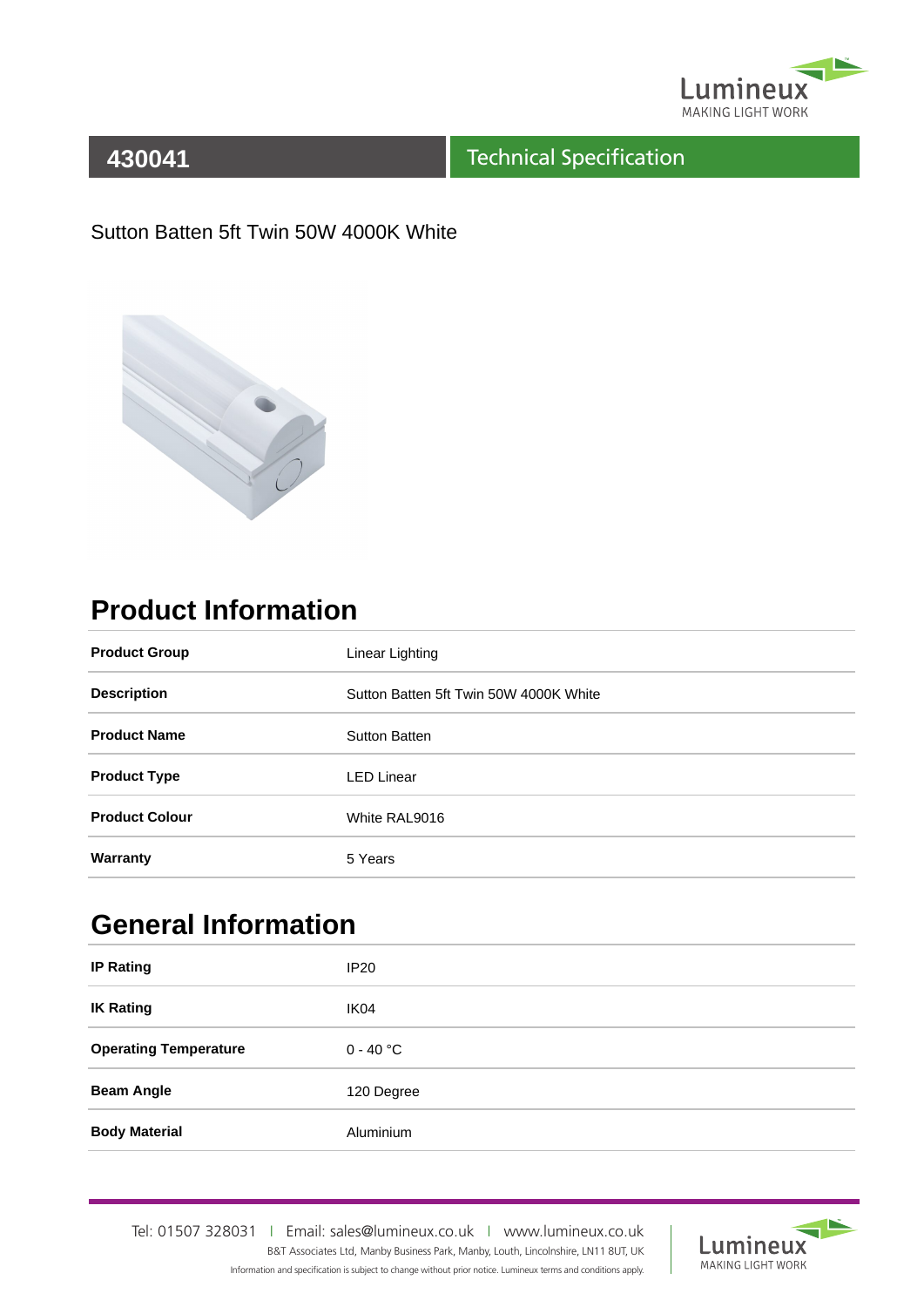# 430041

## Technical Specification

Sutton Batten 5ft Twin 50W 4000K White

## Product Information

| | |
|---|---|
| **Product Group** | Linear Lighting |
| **Description** | Sutton Batten 5ft Twin 50W 4000K White |
| **Product Name** | Sutton Batten |
| **Product Type** | LED Linear |
| **Product Colour** | White RAL9016 |
| **Warranty** | 5 Years |

## General Information

| | |
|---|---|
| **IP Rating** | IP20 |
| **IK Rating** | IK04 |
| **Operating Temperature** | 0 - 40 °C |
| **Beam Angle** | 120 Degree |
| **Body Material** | Aluminium |

Tel: 01507 328031 | Email: sales@lumineux.co.uk | www.lumineux.co.uk

B&T Associates Ltd, Manby Business Park, Manby, Louth, Lincolnshire, LN11 8UT, UK

Information and specification is subject to change without prior notice. Lumineux terms and conditions apply.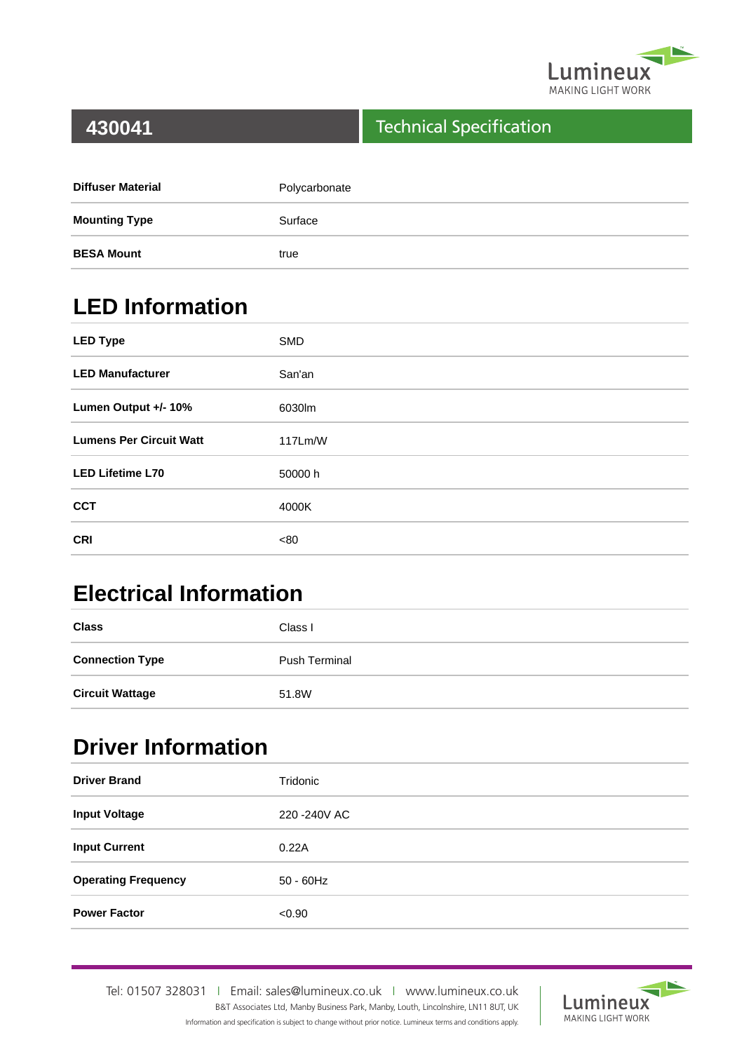# 430041 — Technical Specification

| | |
|---|---|
| **Diffuser Material** | Polycarbonate |
| **Mounting Type** | Surface |
| **BESA Mount** | true |

## LED Information

| | |
|---|---|
| **LED Type** | SMD |
| **LED Manufacturer** | San'an |
| **Lumen Output +/- 10%** | 6030lm |
| **Lumens Per Circuit Watt** | 117Lm/W |
| **LED Lifetime L70** | 50000 h |
| **CCT** | 4000K |
| **CRI** | <80 |

## Electrical Information

| | |
|---|---|
| **Class** | Class I |
| **Connection Type** | Push Terminal |
| **Circuit Wattage** | 51.8W |

## Driver Information

| | |
|---|---|
| **Driver Brand** | Tridonic |
| **Input Voltage** | 220 -240V AC |
| **Input Current** | 0.22A |
| **Operating Frequency** | 50 - 60Hz |
| **Power Factor** | <0.90 |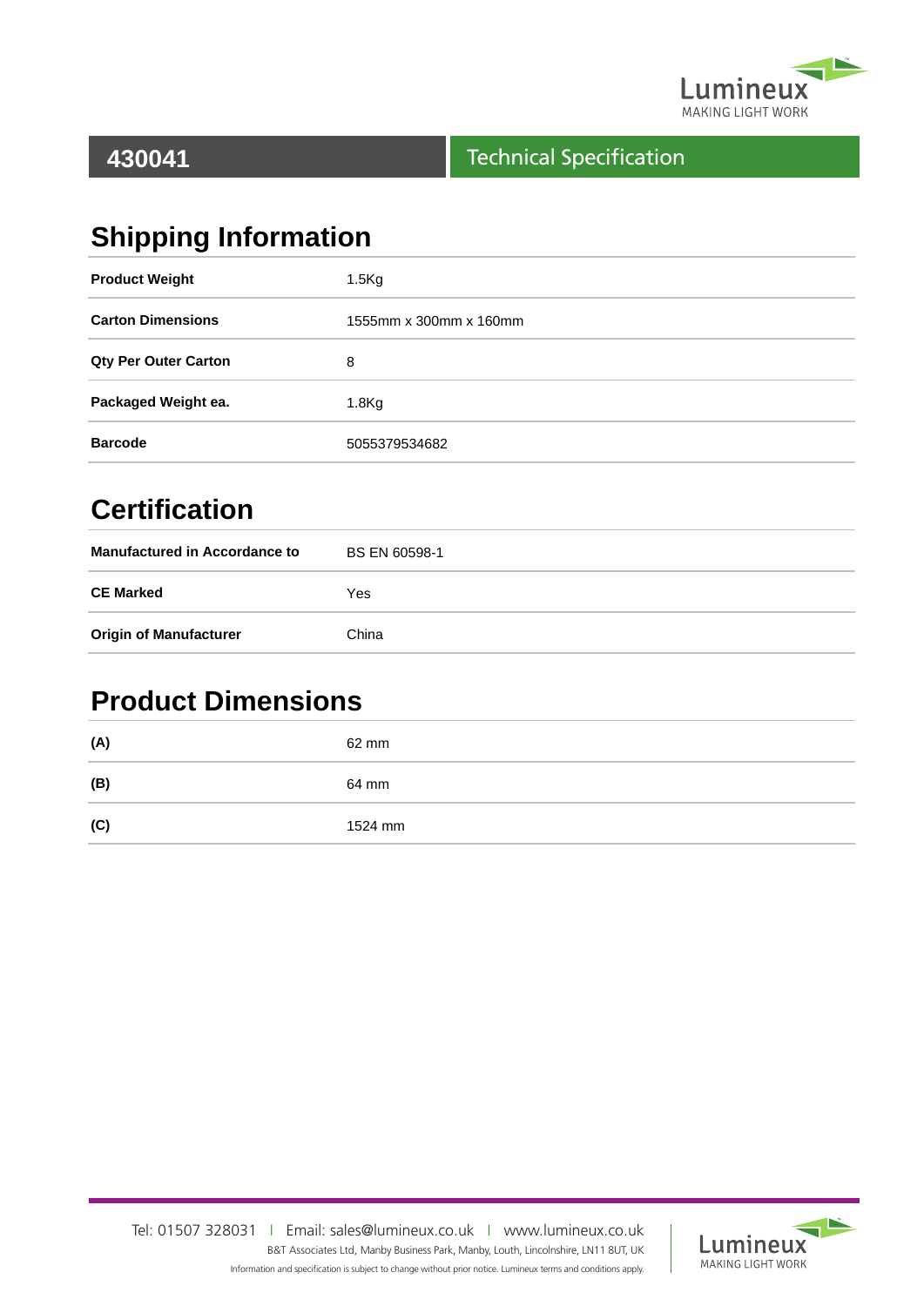# 430041

## Technical Specification

## Shipping Information

| | |
|---|---|
| **Product Weight** | 1.5Kg |
| **Carton Dimensions** | 1555mm x 300mm x 160mm |
| **Qty Per Outer Carton** | 8 |
| **Packaged Weight ea.** | 1.8Kg |
| **Barcode** | 5055379534682 |

## Certification

| | |
|---|---|
| **Manufactured in Accordance to** | BS EN 60598-1 |
| **CE Marked** | Yes |
| **Origin of Manufacturer** | China |

## Product Dimensions

| | |
|---|---|
| **(A)** | 62 mm |
| **(B)** | 64 mm |
| **(C)** | 1524 mm |

Tel: 01507 328031 | Email: sales@lumineux.co.uk | www.lumineux.co.uk

B&T Associates Ltd, Manby Business Park, Manby, Louth, Lincolnshire, LN11 8UT, UK

Information and specification is subject to change without prior notice. Lumineux terms and conditions apply.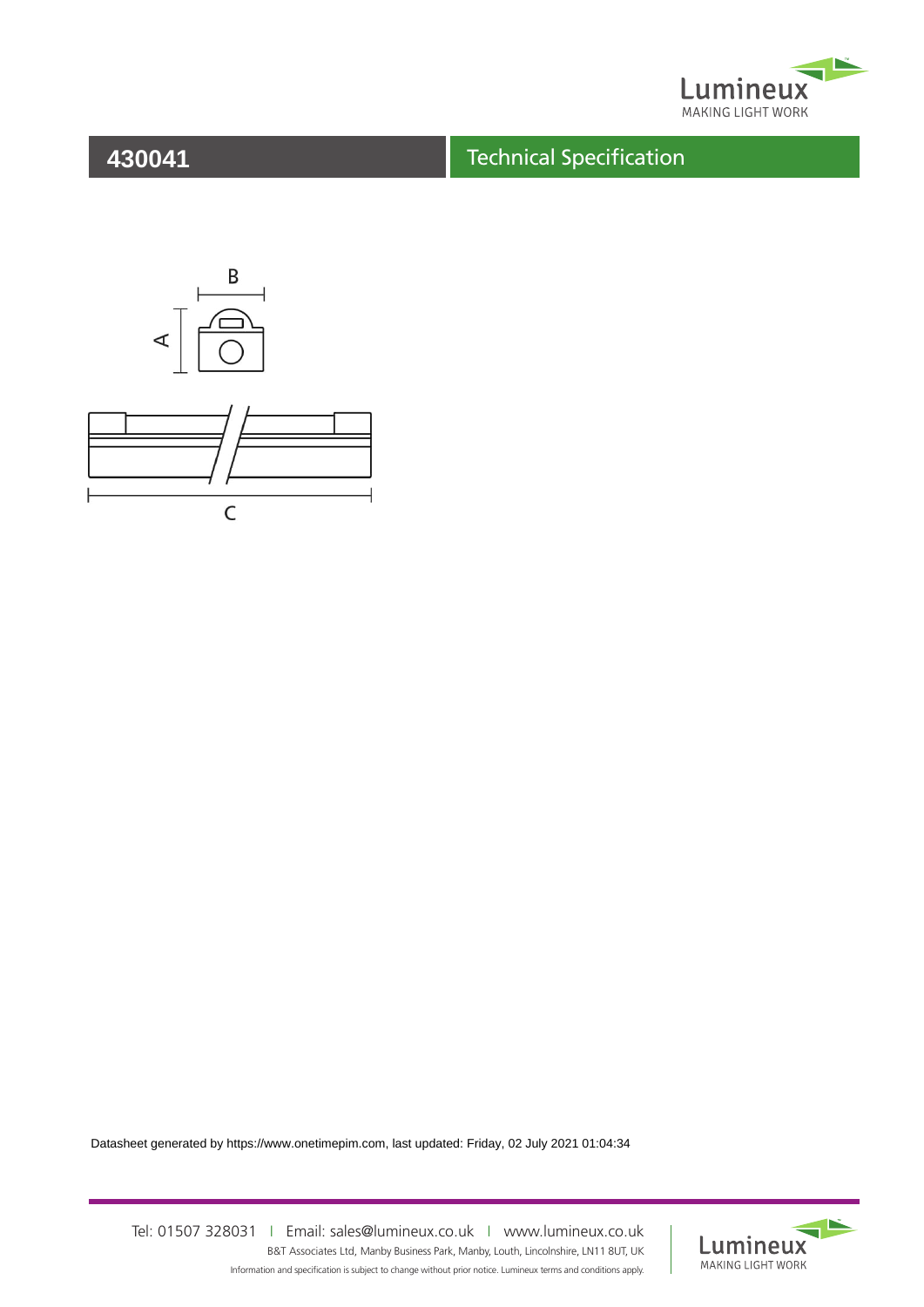# 430041

## Technical Specification

B

A

C

Datasheet generated by https://www.onetimepim.com, last updated: Friday, 02 July 2021 01:04:34

Tel: 01507 328031 | Email: sales@lumineux.co.uk | www.lumineux.co.uk

B&T Associates Ltd, Manby Business Park, Manby, Louth, Lincolnshire, LN11 8UT, UK

Information and specification is subject to change without prior notice. Lumineux terms and conditions apply.